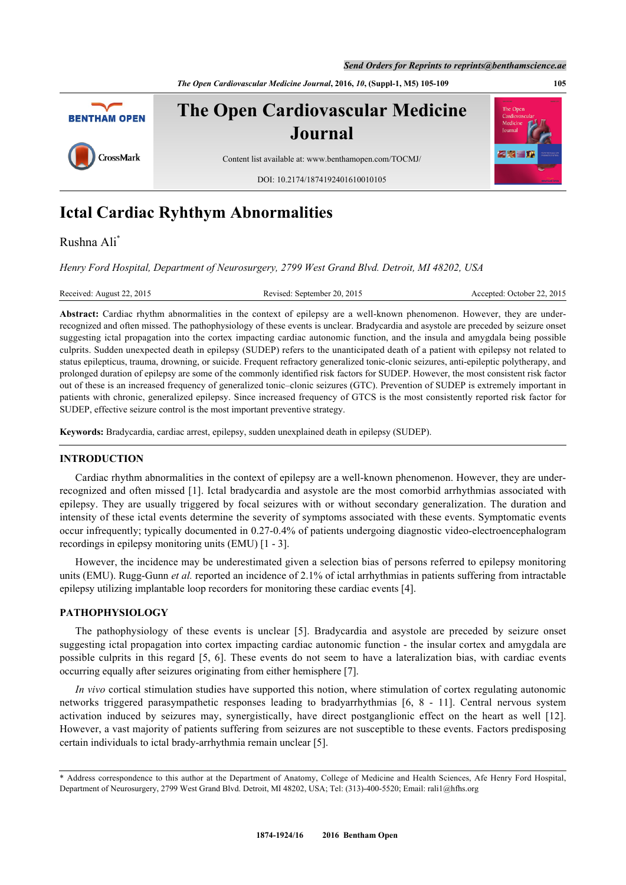# Ictal Cardiac Ryhthym Abnormalities

Rushna Ali[*]

*Henry Ford Hospital, Department of Neurosurgery, 2799 West Grand Blvd. Detroit, MI 48202, USA*

Received: August 22, 2015 | Revised: September 20, 2015 | Accepted: October 22, 2015

**Abstract:** Cardiac rhythm abnormalities in the context of epilepsy are a well-known phenomenon. However, they are under-recognized and often missed. The pathophysiology of these events is unclear. Bradycardia and asystole are preceded by seizure onset suggesting ictal propagation into the cortex impacting cardiac autonomic function, and the insula and amygdala being possible culprits. Sudden unexpected death in epilepsy (SUDEP) refers to the unanticipated death of a patient with epilepsy not related to status epilepticus, trauma, drowning, or suicide. Frequent refractory generalized tonic-clonic seizures, anti-epileptic polytherapy, and prolonged duration of epilepsy are some of the commonly identified risk factors for SUDEP. However, the most consistent risk factor out of these is an increased frequency of generalized tonic–clonic seizures (GTC). Prevention of SUDEP is extremely important in patients with chronic, generalized epilepsy. Since increased frequency of GTCS is the most consistently reported risk factor for SUDEP, effective seizure control is the most important preventive strategy.

**Keywords:** Bradycardia, cardiac arrest, epilepsy, sudden unexplained death in epilepsy (SUDEP).

## INTRODUCTION

Cardiac rhythm abnormalities in the context of epilepsy are a well-known phenomenon. However, they are under-recognized and often missed [1]. Ictal bradycardia and asystole are the most comorbid arrhythmias associated with epilepsy. They are usually triggered by focal seizures with or without secondary generalization. The duration and intensity of these ictal events determine the severity of symptoms associated with these events. Symptomatic events occur infrequently; typically documented in 0.27-0.4% of patients undergoing diagnostic video-electroencephalogram recordings in epilepsy monitoring units (EMU) [1 - 3].

However, the incidence may be underestimated given a selection bias of persons referred to epilepsy monitoring units (EMU). Rugg-Gunn *et al.* reported an incidence of 2.1% of ictal arrhythmias in patients suffering from intractable epilepsy utilizing implantable loop recorders for monitoring these cardiac events [4].

## PATHOPHYSIOLOGY

The pathophysiology of these events is unclear [5]. Bradycardia and asystole are preceded by seizure onset suggesting ictal propagation into cortex impacting cardiac autonomic function - the insular cortex and amygdala are possible culprits in this regard [5, 6]. These events do not seem to have a lateralization bias, with cardiac events occurring equally after seizures originating from either hemisphere [7].

*In vivo* cortical stimulation studies have supported this notion, where stimulation of cortex regulating autonomic networks triggered parasympathetic responses leading to bradyarrhythmias [6, 8 - 11]. Central nervous system activation induced by seizures may, synergistically, have direct postganglionic effect on the heart as well [12]. However, a vast majority of patients suffering from seizures are not susceptible to these events. Factors predisposing certain individuals to ictal brady-arrhythmia remain unclear [5].

---

\* Address correspondence to this author at the Department of Anatomy, College of Medicine and Health Sciences, Afe Henry Ford Hospital, Department of Neurosurgery, 2799 West Grand Blvd. Detroit, MI 48202, USA; Tel: (313)-400-5520; Email: rali1@hfhs.org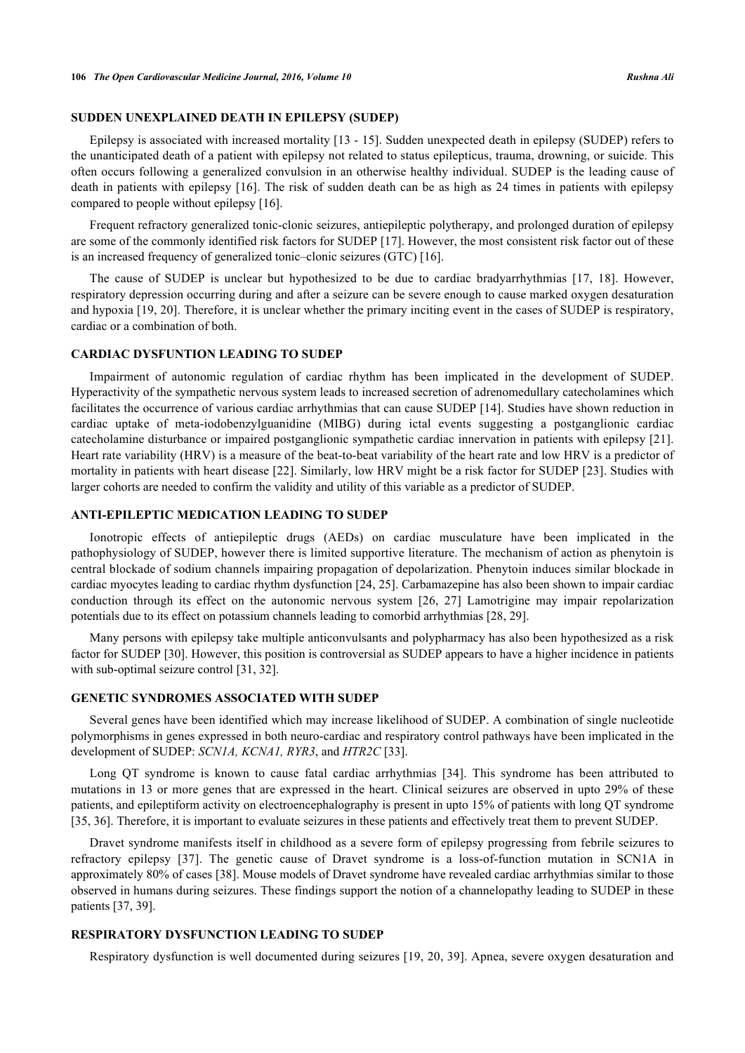## SUDDEN UNEXPLAINED DEATH IN EPILEPSY (SUDEP)

Epilepsy is associated with increased mortality [13 - 15]. Sudden unexpected death in epilepsy (SUDEP) refers to the unanticipated death of a patient with epilepsy not related to status epilepticus, trauma, drowning, or suicide. This often occurs following a generalized convulsion in an otherwise healthy individual. SUDEP is the leading cause of death in patients with epilepsy [16]. The risk of sudden death can be as high as 24 times in patients with epilepsy compared to people without epilepsy [16].

Frequent refractory generalized tonic-clonic seizures, antiepileptic polytherapy, and prolonged duration of epilepsy are some of the commonly identified risk factors for SUDEP [17]. However, the most consistent risk factor out of these is an increased frequency of generalized tonic–clonic seizures (GTC) [16].

The cause of SUDEP is unclear but hypothesized to be due to cardiac bradyarrhythmias [17, 18]. However, respiratory depression occurring during and after a seizure can be severe enough to cause marked oxygen desaturation and hypoxia [19, 20]. Therefore, it is unclear whether the primary inciting event in the cases of SUDEP is respiratory, cardiac or a combination of both.

## CARDIAC DYSFUNTION LEADING TO SUDEP

Impairment of autonomic regulation of cardiac rhythm has been implicated in the development of SUDEP. Hyperactivity of the sympathetic nervous system leads to increased secretion of adrenomedullary catecholamines which facilitates the occurrence of various cardiac arrhythmias that can cause SUDEP [14]. Studies have shown reduction in cardiac uptake of meta-iodobenzylguanidine (MIBG) during ictal events suggesting a postganglionic cardiac catecholamine disturbance or impaired postganglionic sympathetic cardiac innervation in patients with epilepsy [21]. Heart rate variability (HRV) is a measure of the beat-to-beat variability of the heart rate and low HRV is a predictor of mortality in patients with heart disease [22]. Similarly, low HRV might be a risk factor for SUDEP [23]. Studies with larger cohorts are needed to confirm the validity and utility of this variable as a predictor of SUDEP.

## ANTI-EPILEPTIC MEDICATION LEADING TO SUDEP

Ionotropic effects of antiepileptic drugs (AEDs) on cardiac musculature have been implicated in the pathophysiology of SUDEP, however there is limited supportive literature. The mechanism of action as phenytoin is central blockade of sodium channels impairing propagation of depolarization. Phenytoin induces similar blockade in cardiac myocytes leading to cardiac rhythm dysfunction [24, 25]. Carbamazepine has also been shown to impair cardiac conduction through its effect on the autonomic nervous system [26, 27] Lamotrigine may impair repolarization potentials due to its effect on potassium channels leading to comorbid arrhythmias [28, 29].

Many persons with epilepsy take multiple anticonvulsants and polypharmacy has also been hypothesized as a risk factor for SUDEP [30]. However, this position is controversial as SUDEP appears to have a higher incidence in patients with sub-optimal seizure control [31, 32].

## GENETIC SYNDROMES ASSOCIATED WITH SUDEP

Several genes have been identified which may increase likelihood of SUDEP. A combination of single nucleotide polymorphisms in genes expressed in both neuro-cardiac and respiratory control pathways have been implicated in the development of SUDEP: *SCN1A, KCNA1, RYR3*, and *HTR2C* [33].

Long QT syndrome is known to cause fatal cardiac arrhythmias [34]. This syndrome has been attributed to mutations in 13 or more genes that are expressed in the heart. Clinical seizures are observed in upto 29% of these patients, and epileptiform activity on electroencephalography is present in upto 15% of patients with long QT syndrome [35, 36]. Therefore, it is important to evaluate seizures in these patients and effectively treat them to prevent SUDEP.

Dravet syndrome manifests itself in childhood as a severe form of epilepsy progressing from febrile seizures to refractory epilepsy [37]. The genetic cause of Dravet syndrome is a loss-of-function mutation in SCN1A in approximately 80% of cases [38]. Mouse models of Dravet syndrome have revealed cardiac arrhythmias similar to those observed in humans during seizures. These findings support the notion of a channelopathy leading to SUDEP in these patients [37, 39].

## RESPIRATORY DYSFUNCTION LEADING TO SUDEP

Respiratory dysfunction is well documented during seizures [19, 20, 39]. Apnea, severe oxygen desaturation and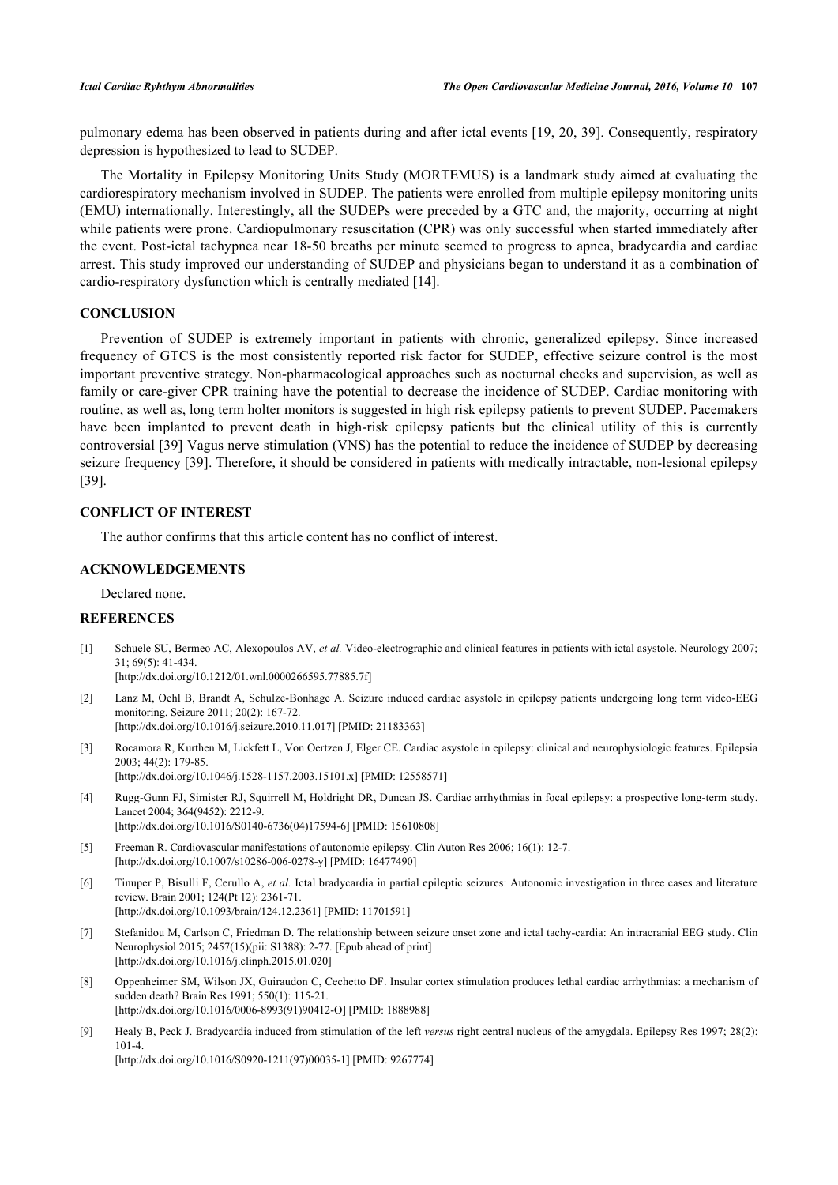pulmonary edema has been observed in patients during and after ictal events [19, 20, 39]. Consequently, respiratory depression is hypothesized to lead to SUDEP.

The Mortality in Epilepsy Monitoring Units Study (MORTEMUS) is a landmark study aimed at evaluating the cardiorespiratory mechanism involved in SUDEP. The patients were enrolled from multiple epilepsy monitoring units (EMU) internationally. Interestingly, all the SUDEPs were preceded by a GTC and, the majority, occurring at night while patients were prone. Cardiopulmonary resuscitation (CPR) was only successful when started immediately after the event. Post-ictal tachypnea near 18-50 breaths per minute seemed to progress to apnea, bradycardia and cardiac arrest. This study improved our understanding of SUDEP and physicians began to understand it as a combination of cardio-respiratory dysfunction which is centrally mediated [14].

## CONCLUSION

Prevention of SUDEP is extremely important in patients with chronic, generalized epilepsy. Since increased frequency of GTCS is the most consistently reported risk factor for SUDEP, effective seizure control is the most important preventive strategy. Non-pharmacological approaches such as nocturnal checks and supervision, as well as family or care-giver CPR training have the potential to decrease the incidence of SUDEP. Cardiac monitoring with routine, as well as, long term holter monitors is suggested in high risk epilepsy patients to prevent SUDEP. Pacemakers have been implanted to prevent death in high-risk epilepsy patients but the clinical utility of this is currently controversial [39] Vagus nerve stimulation (VNS) has the potential to reduce the incidence of SUDEP by decreasing seizure frequency [39]. Therefore, it should be considered in patients with medically intractable, non-lesional epilepsy [39].

## CONFLICT OF INTEREST

The author confirms that this article content has no conflict of interest.

## ACKNOWLEDGEMENTS

Declared none.

## REFERENCES

[1] Schuele SU, Bermeo AC, Alexopoulos AV, *et al.* Video-electrographic and clinical features in patients with ictal asystole. Neurology 2007; 31; 69(5): 41-434.
[http://dx.doi.org/10.1212/01.wnl.0000266595.77885.7f]

[2] Lanz M, Oehl B, Brandt A, Schulze-Bonhage A. Seizure induced cardiac asystole in epilepsy patients undergoing long term video-EEG monitoring. Seizure 2011; 20(2): 167-72.
[http://dx.doi.org/10.1016/j.seizure.2010.11.017] [PMID: 21183363]

[3] Rocamora R, Kurthen M, Lickfett L, Von Oertzen J, Elger CE. Cardiac asystole in epilepsy: clinical and neurophysiologic features. Epilepsia 2003; 44(2): 179-85.
[http://dx.doi.org/10.1046/j.1528-1157.2003.15101.x] [PMID: 12558571]

[4] Rugg-Gunn FJ, Simister RJ, Squirrell M, Holdright DR, Duncan JS. Cardiac arrhythmias in focal epilepsy: a prospective long-term study. Lancet 2004; 364(9452): 2212-9.
[http://dx.doi.org/10.1016/S0140-6736(04)17594-6] [PMID: 15610808]

[5] Freeman R. Cardiovascular manifestations of autonomic epilepsy. Clin Auton Res 2006; 16(1): 12-7.
[http://dx.doi.org/10.1007/s10286-006-0278-y] [PMID: 16477490]

[6] Tinuper P, Bisulli F, Cerullo A, *et al.* Ictal bradycardia in partial epileptic seizures: Autonomic investigation in three cases and literature review. Brain 2001; 124(Pt 12): 2361-71.
[http://dx.doi.org/10.1093/brain/124.12.2361] [PMID: 11701591]

[7] Stefanidou M, Carlson C, Friedman D. The relationship between seizure onset zone and ictal tachy-cardia: An intracranial EEG study. Clin Neurophysiol 2015; 2457(15)(pii: S1388): 2-77. [Epub ahead of print]
[http://dx.doi.org/10.1016/j.clinph.2015.01.020]

[8] Oppenheimer SM, Wilson JX, Guiraudon C, Cechetto DF. Insular cortex stimulation produces lethal cardiac arrhythmias: a mechanism of sudden death? Brain Res 1991; 550(1): 115-21.
[http://dx.doi.org/10.1016/0006-8993(91)90412-O] [PMID: 1888988]

[9] Healy B, Peck J. Bradycardia induced from stimulation of the left *versus* right central nucleus of the amygdala. Epilepsy Res 1997; 28(2): 101-4.
[http://dx.doi.org/10.1016/S0920-1211(97)00035-1] [PMID: 9267774]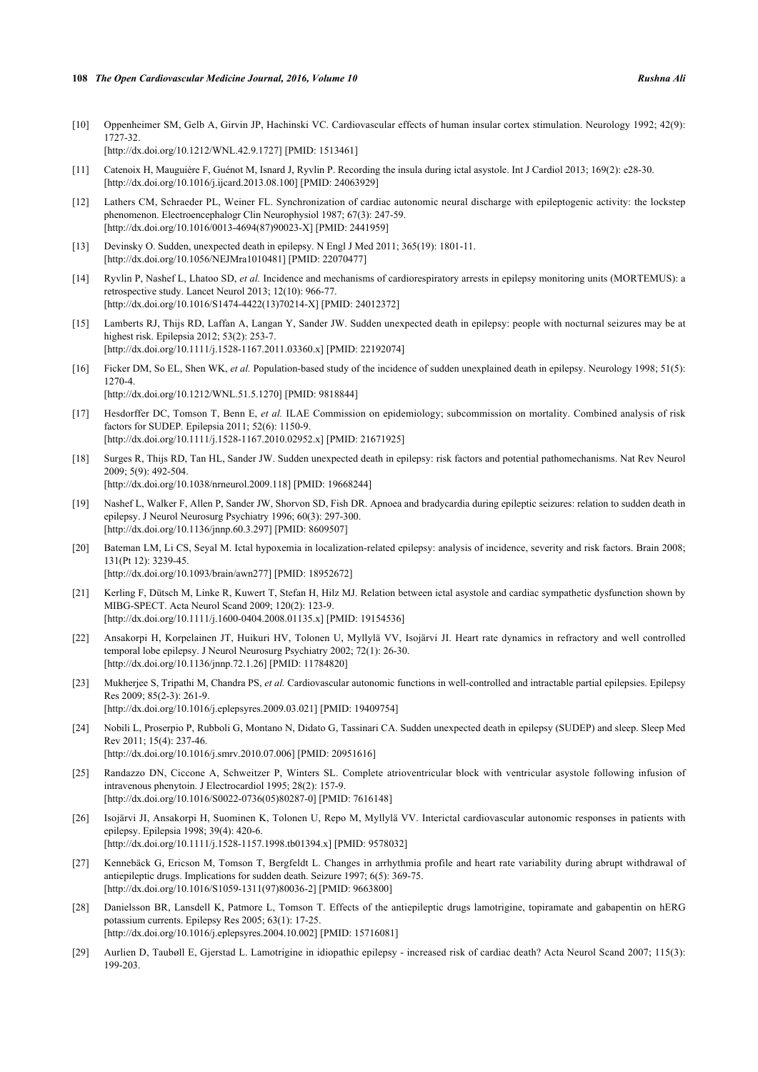[10] Oppenheimer SM, Gelb A, Girvin JP, Hachinski VC. Cardiovascular effects of human insular cortex stimulation. Neurology 1992; 42(9): 1727-32.
[http://dx.doi.org/10.1212/WNL.42.9.1727] [PMID: 1513461]

[11] Catenoix H, Mauguière F, Guénot M, Isnard J, Ryvlin P. Recording the insula during ictal asystole. Int J Cardiol 2013; 169(2): e28-30.
[http://dx.doi.org/10.1016/j.ijcard.2013.08.100] [PMID: 24063929]

[12] Lathers CM, Schraeder PL, Weiner FL. Synchronization of cardiac autonomic neural discharge with epileptogenic activity: the lockstep phenomenon. Electroencephalogr Clin Neurophysiol 1987; 67(3): 247-59.
[http://dx.doi.org/10.1016/0013-4694(87)90023-X] [PMID: 2441959]

[13] Devinsky O. Sudden, unexpected death in epilepsy. N Engl J Med 2011; 365(19): 1801-11.
[http://dx.doi.org/10.1056/NEJMra1010481] [PMID: 22070477]

[14] Ryvlin P, Nashef L, Lhatoo SD, *et al.* Incidence and mechanisms of cardiorespiratory arrests in epilepsy monitoring units (MORTEMUS): a retrospective study. Lancet Neurol 2013; 12(10): 966-77.
[http://dx.doi.org/10.1016/S1474-4422(13)70214-X] [PMID: 24012372]

[15] Lamberts RJ, Thijs RD, Laffan A, Langan Y, Sander JW. Sudden unexpected death in epilepsy: people with nocturnal seizures may be at highest risk. Epilepsia 2012; 53(2): 253-7.
[http://dx.doi.org/10.1111/j.1528-1167.2011.03360.x] [PMID: 22192074]

[16] Ficker DM, So EL, Shen WK, *et al.* Population-based study of the incidence of sudden unexplained death in epilepsy. Neurology 1998; 51(5): 1270-4.
[http://dx.doi.org/10.1212/WNL.51.5.1270] [PMID: 9818844]

[17] Hesdorffer DC, Tomson T, Benn E, *et al.* ILAE Commission on epidemiology; subcommission on mortality. Combined analysis of risk factors for SUDEP. Epilepsia 2011; 52(6): 1150-9.
[http://dx.doi.org/10.1111/j.1528-1167.2010.02952.x] [PMID: 21671925]

[18] Surges R, Thijs RD, Tan HL, Sander JW. Sudden unexpected death in epilepsy: risk factors and potential pathomechanisms. Nat Rev Neurol 2009; 5(9): 492-504.
[http://dx.doi.org/10.1038/nrneurol.2009.118] [PMID: 19668244]

[19] Nashef L, Walker F, Allen P, Sander JW, Shorvon SD, Fish DR. Apnoea and bradycardia during epileptic seizures: relation to sudden death in epilepsy. J Neurol Neurosurg Psychiatry 1996; 60(3): 297-300.
[http://dx.doi.org/10.1136/jnnp.60.3.297] [PMID: 8609507]

[20] Bateman LM, Li CS, Seyal M. Ictal hypoxemia in localization-related epilepsy: analysis of incidence, severity and risk factors. Brain 2008; 131(Pt 12): 3239-45.
[http://dx.doi.org/10.1093/brain/awn277] [PMID: 18952672]

[21] Kerling F, Dütsch M, Linke R, Kuwert T, Stefan H, Hilz MJ. Relation between ictal asystole and cardiac sympathetic dysfunction shown by MIBG-SPECT. Acta Neurol Scand 2009; 120(2): 123-9.
[http://dx.doi.org/10.1111/j.1600-0404.2008.01135.x] [PMID: 19154536]

[22] Ansakorpi H, Korpelainen JT, Huikuri HV, Tolonen U, Myllylä VV, Isojärvi JI. Heart rate dynamics in refractory and well controlled temporal lobe epilepsy. J Neurol Neurosurg Psychiatry 2002; 72(1): 26-30.
[http://dx.doi.org/10.1136/jnnp.72.1.26] [PMID: 11784820]

[23] Mukherjee S, Tripathi M, Chandra PS, *et al.* Cardiovascular autonomic functions in well-controlled and intractable partial epilepsies. Epilepsy Res 2009; 85(2-3): 261-9.
[http://dx.doi.org/10.1016/j.eplepsyres.2009.03.021] [PMID: 19409754]

[24] Nobili L, Proserpio P, Rubboli G, Montano N, Didato G, Tassinari CA. Sudden unexpected death in epilepsy (SUDEP) and sleep. Sleep Med Rev 2011; 15(4): 237-46.
[http://dx.doi.org/10.1016/j.smrv.2010.07.006] [PMID: 20951616]

[25] Randazzo DN, Ciccone A, Schweitzer P, Winters SL. Complete atrioventricular block with ventricular asystole following infusion of intravenous phenytoin. J Electrocardiol 1995; 28(2): 157-9.
[http://dx.doi.org/10.1016/S0022-0736(05)80287-0] [PMID: 7616148]

[26] Isojärvi JI, Ansakorpi H, Suominen K, Tolonen U, Repo M, Myllylä VV. Interictal cardiovascular autonomic responses in patients with epilepsy. Epilepsia 1998; 39(4): 420-6.
[http://dx.doi.org/10.1111/j.1528-1157.1998.tb01394.x] [PMID: 9578032]

[27] Kennebäck G, Ericson M, Tomson T, Bergfeldt L. Changes in arrhythmia profile and heart rate variability during abrupt withdrawal of antiepileptic drugs. Implications for sudden death. Seizure 1997; 6(5): 369-75.
[http://dx.doi.org/10.1016/S1059-1311(97)80036-2] [PMID: 9663800]

[28] Danielsson BR, Lansdell K, Patmore L, Tomson T. Effects of the antiepileptic drugs lamotrigine, topiramate and gabapentin on hERG potassium currents. Epilepsy Res 2005; 63(1): 17-25.
[http://dx.doi.org/10.1016/j.eplepsyres.2004.10.002] [PMID: 15716081]

[29] Aurlien D, Tauböll E, Gjerstad L. Lamotrigine in idiopathic epilepsy - increased risk of cardiac death? Acta Neurol Scand 2007; 115(3): 199-203.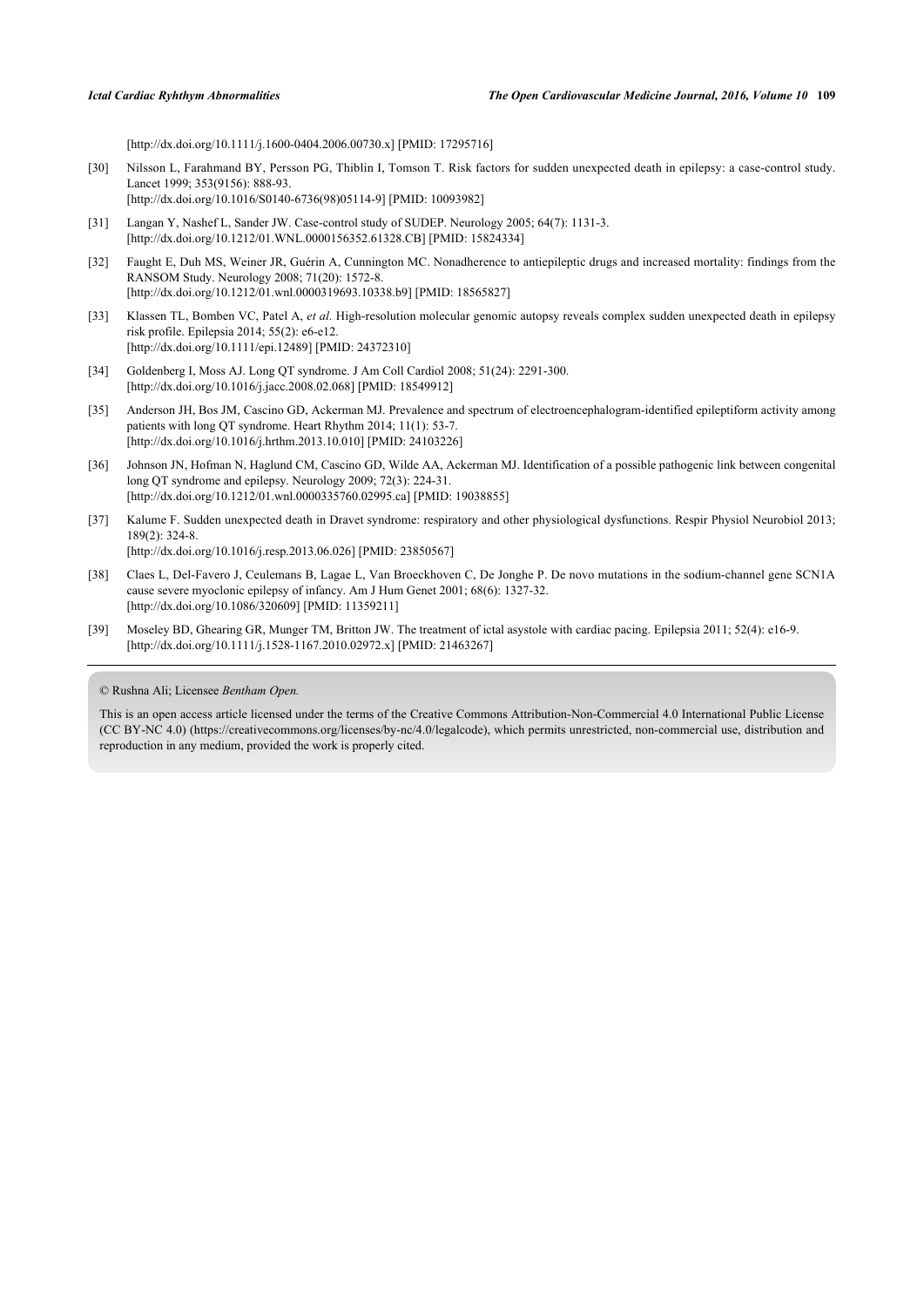[http://dx.doi.org/10.1111/j.1600-0404.2006.00730.x] [PMID: 17295716]

[30] Nilsson L, Farahmand BY, Persson PG, Thiblin I, Tomson T. Risk factors for sudden unexpected death in epilepsy: a case-control study. Lancet 1999; 353(9156): 888-93.
[http://dx.doi.org/10.1016/S0140-6736(98)05114-9] [PMID: 10093982]

[31] Langan Y, Nashef L, Sander JW. Case-control study of SUDEP. Neurology 2005; 64(7): 1131-3.
[http://dx.doi.org/10.1212/01.WNL.0000156352.61328.CB] [PMID: 15824334]

[32] Faught E, Duh MS, Weiner JR, Guérin A, Cunnington MC. Nonadherence to antiepileptic drugs and increased mortality: findings from the RANSOM Study. Neurology 2008; 71(20): 1572-8.
[http://dx.doi.org/10.1212/01.wnl.0000319693.10338.b9] [PMID: 18565827]

[33] Klassen TL, Bomben VC, Patel A, *et al.* High-resolution molecular genomic autopsy reveals complex sudden unexpected death in epilepsy risk profile. Epilepsia 2014; 55(2): e6-e12.
[http://dx.doi.org/10.1111/epi.12489] [PMID: 24372310]

[34] Goldenberg I, Moss AJ. Long QT syndrome. J Am Coll Cardiol 2008; 51(24): 2291-300.
[http://dx.doi.org/10.1016/j.jacc.2008.02.068] [PMID: 18549912]

[35] Anderson JH, Bos JM, Cascino GD, Ackerman MJ. Prevalence and spectrum of electroencephalogram-identified epileptiform activity among patients with long QT syndrome. Heart Rhythm 2014; 11(1): 53-7.
[http://dx.doi.org/10.1016/j.hrthm.2013.10.010] [PMID: 24103226]

[36] Johnson JN, Hofman N, Haglund CM, Cascino GD, Wilde AA, Ackerman MJ. Identification of a possible pathogenic link between congenital long QT syndrome and epilepsy. Neurology 2009; 72(3): 224-31.
[http://dx.doi.org/10.1212/01.wnl.0000335760.02995.ca] [PMID: 19038855]

[37] Kalume F. Sudden unexpected death in Dravet syndrome: respiratory and other physiological dysfunctions. Respir Physiol Neurobiol 2013; 189(2): 324-8.
[http://dx.doi.org/10.1016/j.resp.2013.06.026] [PMID: 23850567]

[38] Claes L, Del-Favero J, Ceulemans B, Lagae L, Van Broeckhoven C, De Jonghe P. De novo mutations in the sodium-channel gene SCN1A cause severe myoclonic epilepsy of infancy. Am J Hum Genet 2001; 68(6): 1327-32.
[http://dx.doi.org/10.1086/320609] [PMID: 11359211]

[39] Moseley BD, Ghearing GR, Munger TM, Britton JW. The treatment of ictal asystole with cardiac pacing. Epilepsia 2011; 52(4): e16-9.
[http://dx.doi.org/10.1111/j.1528-1167.2010.02972.x] [PMID: 21463267]

---

© Rushna Ali; Licensee *Bentham Open.*

This is an open access article licensed under the terms of the Creative Commons Attribution-Non-Commercial 4.0 International Public License (CC BY-NC 4.0) (https://creativecommons.org/licenses/by-nc/4.0/legalcode), which permits unrestricted, non-commercial use, distribution and reproduction in any medium, provided the work is properly cited.